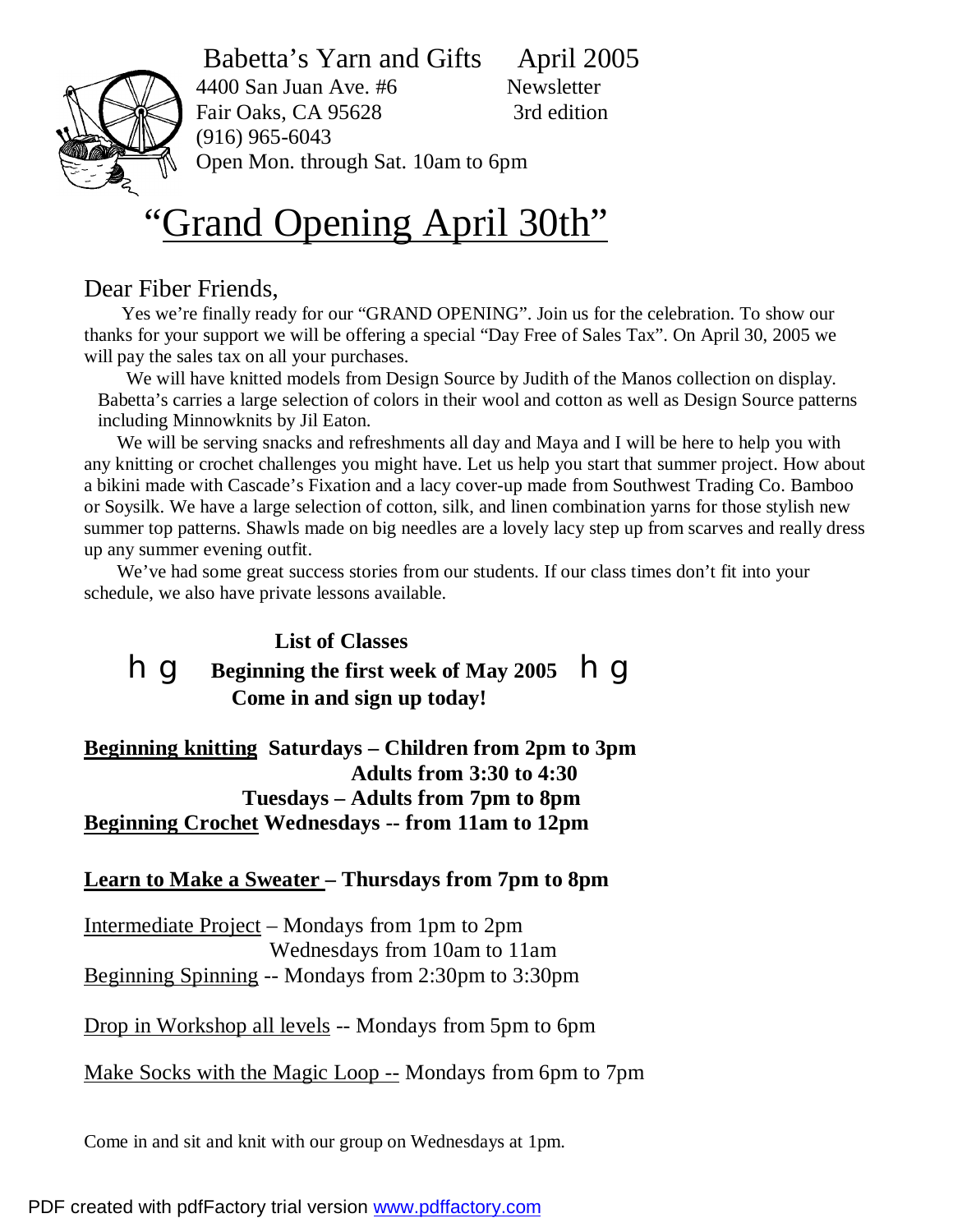Babetta's Yarn and Gifts April 2005

4400 San Juan Ave. #6 Newsletter

Fair Oaks, CA 95628 3rd edition

(916) 965-6043

Open Mon. through Sat. 10am to 6pm

# "Grand Opening April 30th"

Dear Fiber Friends,

Yes we're finally ready for our "GRAND OPENING". Join us for the celebration. To show our thanks for your support we will be offering a special "Day Free of Sales Tax". On April 30, 2005 we will pay the sales tax on all your purchases.

We will have knitted models from Design Source by Judith of the Manos collection on display. Babetta's carries a large selection of colors in their wool and cotton as well as Design Source patterns including Minnowknits by Jil Eaton.

We will be serving snacks and refreshments all day and Maya and I will be here to help you with any knitting or crochet challenges you might have. Let us help you start that summer project. How about a bikini made with Cascade's Fixation and a lacy cover-up made from Southwest Trading Co. Bamboo or Soysilk. We have a large selection of cotton, silk, and linen combination yarns for those stylish new summer top patterns. Shawls made on big needles are a lovely lacy step up from scarves and really dress up any summer evening outfit.

We've had some great success stories from our students. If our class times don't fit into your schedule, we also have private lessons available.

**List of Classes**

h g **Beginning the first week of May 2005** h g

**Come in and sign up today!**

**Beginning knitting Saturdays – Children from 2pm to 3pm**
**Adults from 3:30 to 4:30**
**Tuesdays – Adults from 7pm to 8pm**

**Beginning Crochet Wednesdays -- from 11am to 12pm**

**Learn to Make a Sweater – Thursdays from 7pm to 8pm**

Intermediate Project – Mondays from 1pm to 2pm
Wednesdays from 10am to 11am

Beginning Spinning -- Mondays from 2:30pm to 3:30pm

Drop in Workshop all levels -- Mondays from 5pm to 6pm

Make Socks with the Magic Loop -- Mondays from 6pm to 7pm

Come in and sit and knit with our group on Wednesdays at 1pm.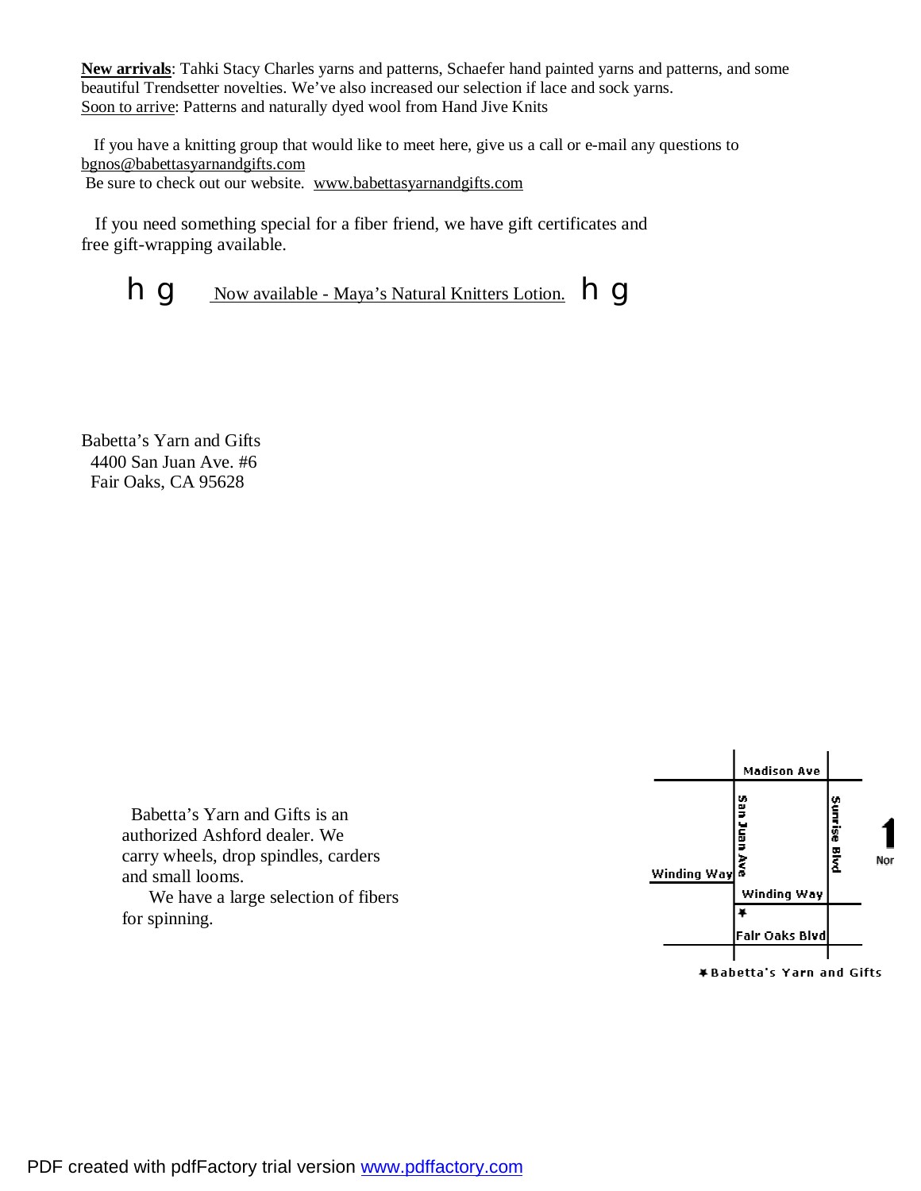**New arrivals**: Tahki Stacy Charles yarns and patterns, Schaefer hand painted yarns and patterns, and some beautiful Trendsetter novelties. We've also increased our selection if lace and sock yarns.
Soon to arrive: Patterns and naturally dyed wool from Hand Jive Knits

If you have a knitting group that would like to meet here, give us a call or e-mail any questions to bgnos@babettasyarnandgifts.com
Be sure to check out our website. www.babettasyarnandgifts.com

If you need something special for a fiber friend, we have gift certificates and free gift-wrapping available.

h g Now available - Maya's Natural Knitters Lotion. h g

Babetta's Yarn and Gifts
4400 San Juan Ave. #6
Fair Oaks, CA 95628

Babetta's Yarn and Gifts is an authorized Ashford dealer. We carry wheels, drop spindles, carders and small looms.
We have a large selection of fibers for spinning.

Madison Ave
San Juan Ave
Sunrise Blvd
Winding Way
Winding Way
Fair Oaks Blvd
Nor
★ Babetta's Yarn and Gifts

PDF created with pdfFactory trial version www.pdffactory.com